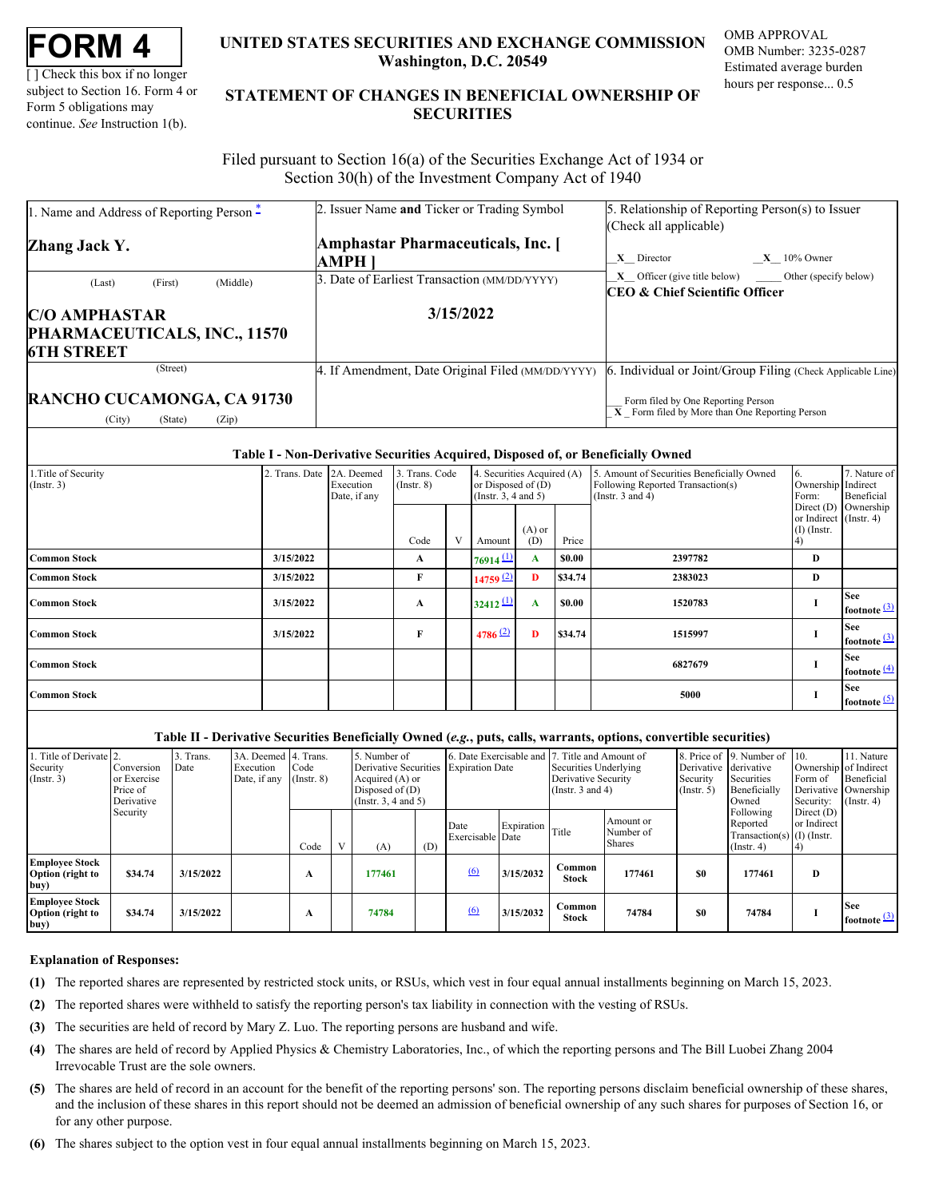# FORM 4

[ ] Check this box if no longer subject to Section 16. Form 4 or Form 5 obligations may continue. *See* Instruction 1(b).

**UNITED STATES SECURITIES AND EXCHANGE COMMISSION**
**Washington, D.C. 20549**

**STATEMENT OF CHANGES IN BENEFICIAL OWNERSHIP OF SECURITIES**

OMB APPROVAL
OMB Number: 3235-0287
Estimated average burden hours per response... 0.5

Filed pursuant to Section 16(a) of the Securities Exchange Act of 1934 or Section 30(h) of the Investment Company Act of 1940

| 1. Name and Address of Reporting Person * | 2. Issuer Name **and** Ticker or Trading Symbol | 5. Relationship of Reporting Person(s) to Issuer (Check all applicable) |
|---|---|---|
| **Zhang Jack Y.** | **Amphastar Pharmaceuticals, Inc. [ AMPH ]** | _X_ Director _X_ 10% Owner |
| (Last) (First) (Middle) | 3. Date of Earliest Transaction (MM/DD/YYYY) | _X_ Officer (give title below) ___ Other (specify below) |
| **C/O AMPHASTAR PHARMACEUTICALS, INC., 11570 6TH STREET** | **3/15/2022** | **CEO & Chief Scientific Officer** |
| (Street) | 4. If Amendment, Date Original Filed (MM/DD/YYYY) | 6. Individual or Joint/Group Filing (Check Applicable Line) |
| **RANCHO CUCAMONGA, CA 91730** | | ___ Form filed by One Reporting Person |
| (City) (State) (Zip) | | _X_ Form filed by More than One Reporting Person |

**Table I - Non-Derivative Securities Acquired, Disposed of, or Beneficially Owned**

| 1.Title of Security (Instr. 3) | 2. Trans. Date | 2A. Deemed Execution Date, if any | 3. Trans. Code (Instr. 8) | | 4. Securities Acquired (A) or Disposed of (D) (Instr. 3, 4 and 5) | | | 5. Amount of Securities Beneficially Owned Following Reported Transaction(s) (Instr. 3 and 4) | 6. Ownership Form: Direct (D) or Indirect (I) (Instr. 4) | 7. Nature of Indirect Beneficial Ownership (Instr. 4) |
|---|---|---|---|---|---|---|---|---|---|---|
| | | | Code | V | Amount | (A) or (D) | Price | | | |
| **Common Stock** | **3/15/2022** | | **A** | | **76914** (1) | **A** | **$0.00** | **2397782** | **D** | |
| **Common Stock** | **3/15/2022** | | **F** | | **14759** (2) | **D** | **$34.74** | **2383023** | **D** | |
| **Common Stock** | **3/15/2022** | | **A** | | **32412** (1) | **A** | **$0.00** | **1520783** | **I** | **See footnote** (3) |
| **Common Stock** | **3/15/2022** | | **F** | | **4786** (2) | **D** | **$34.74** | **1515997** | **I** | **See footnote** (3) |
| **Common Stock** | | | | | | | | **6827679** | **I** | **See footnote** (4) |
| **Common Stock** | | | | | | | | **5000** | **I** | **See footnote** (5) |

**Table II - Derivative Securities Beneficially Owned (*e.g.*, puts, calls, warrants, options, convertible securities)**

| 1. Title of Derivate Security (Instr. 3) | 2. Conversion or Exercise Price of Derivative Security | 3. Trans. Date | 3A. Deemed Execution Date, if any | 4. Trans. Code (Instr. 8) | | 5. Number of Derivative Securities Acquired (A) or Disposed of (D) (Instr. 3, 4 and 5) | | 6. Date Exercisable and Expiration Date | | 7. Title and Amount of Securities Underlying Derivative Security (Instr. 3 and 4) | | 8. Price of Derivative Security (Instr. 5) | 9. Number of derivative Securities Beneficially Owned Following Reported Transaction(s) (Instr. 4) | 10. Ownership Form of Derivative Security: Direct (D) or Indirect (I) (Instr. 4) | 11. Nature of Indirect Beneficial Ownership (Instr. 4) |
|---|---|---|---|---|---|---|---|---|---|---|---|---|---|---|---|
| | | | | Code | V | (A) | (D) | Date Exercisable | Expiration Date | Title | Amount or Number of Shares | | | | |
| **Employee Stock Option (right to buy)** | **$34.74** | **3/15/2022** | | **A** | | **177461** | | (6) | **3/15/2032** | **Common Stock** | **177461** | **$0** | **177461** | **D** | |
| **Employee Stock Option (right to buy)** | **$34.74** | **3/15/2022** | | **A** | | **74784** | | (6) | **3/15/2032** | **Common Stock** | **74784** | **$0** | **74784** | **I** | **See footnote** (3) |

**Explanation of Responses:**

**(1)** The reported shares are represented by restricted stock units, or RSUs, which vest in four equal annual installments beginning on March 15, 2023.

**(2)** The reported shares were withheld to satisfy the reporting person's tax liability in connection with the vesting of RSUs.

**(3)** The securities are held of record by Mary Z. Luo. The reporting persons are husband and wife.

**(4)** The shares are held of record by Applied Physics & Chemistry Laboratories, Inc., of which the reporting persons and The Bill Luobei Zhang 2004 Irrevocable Trust are the sole owners.

**(5)** The shares are held of record in an account for the benefit of the reporting persons' son. The reporting persons disclaim beneficial ownership of these shares, and the inclusion of these shares in this report should not be deemed an admission of beneficial ownership of any such shares for purposes of Section 16, or for any other purpose.

**(6)** The shares subject to the option vest in four equal annual installments beginning on March 15, 2023.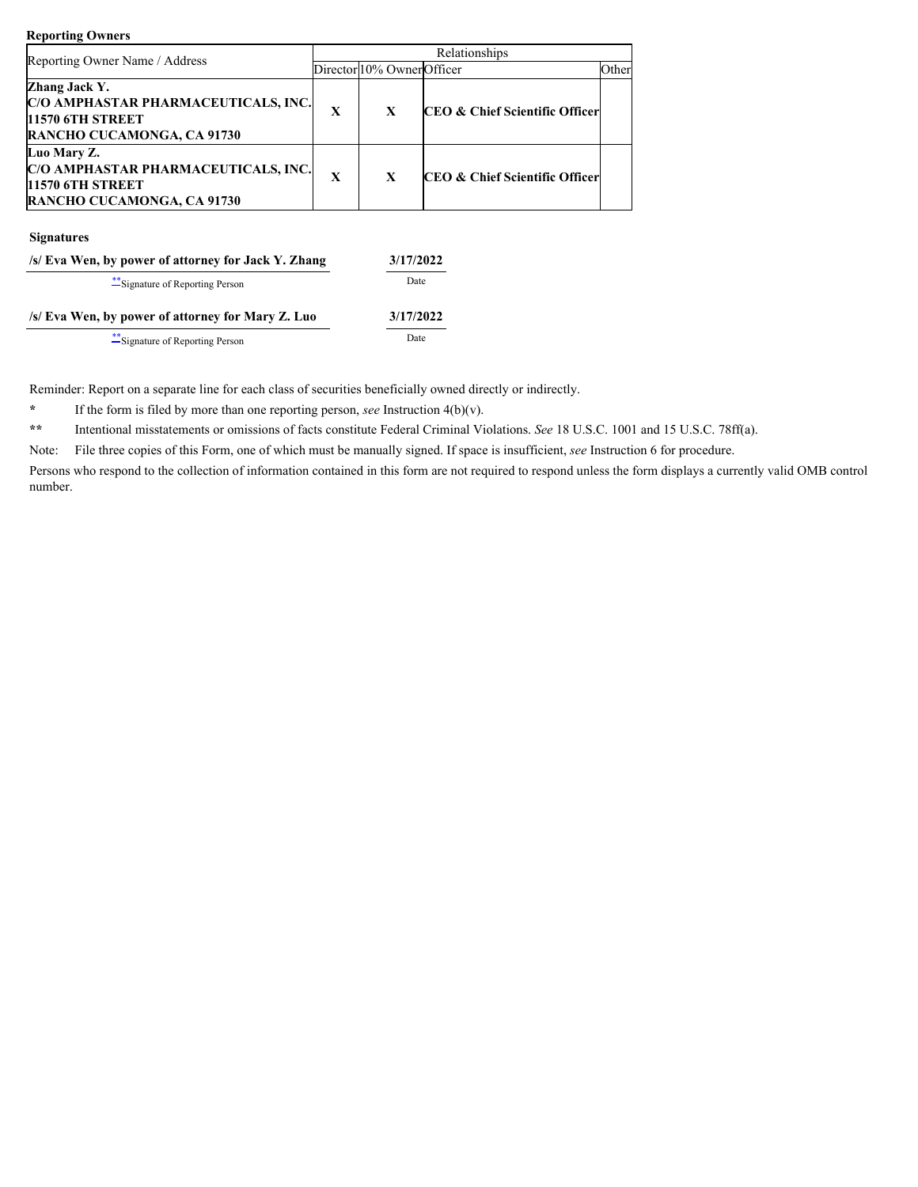**Reporting Owners**

| Reporting Owner Name / Address | Relationships | | | |
| --- | --- | --- | --- | --- |
| | Director | 10% Owner | Officer | Other |
| **Zhang Jack Y.**<br>**C/O AMPHASTAR PHARMACEUTICALS, INC.**<br>**11570 6TH STREET**<br>**RANCHO CUCAMONGA, CA 91730** | **X** | **X** | **CEO & Chief Scientific Officer** | |
| **Luo Mary Z.**<br>**C/O AMPHASTAR PHARMACEUTICALS, INC.**<br>**11570 6TH STREET**<br>**RANCHO CUCAMONGA, CA 91730** | **X** | **X** | **CEO & Chief Scientific Officer** | |

**Signatures**

| | |
| --- | --- |
| **/s/ Eva Wen, by power of attorney for Jack Y. Zhang** | **3/17/2022** |
| **Signature of Reporting Person | Date |
| **/s/ Eva Wen, by power of attorney for Mary Z. Luo** | **3/17/2022** |
| **Signature of Reporting Person | Date |

Reminder: Report on a separate line for each class of securities beneficially owned directly or indirectly.

\* If the form is filed by more than one reporting person, *see* Instruction 4(b)(v).

\*\* Intentional misstatements or omissions of facts constitute Federal Criminal Violations. *See* 18 U.S.C. 1001 and 15 U.S.C. 78ff(a).

Note: File three copies of this Form, one of which must be manually signed. If space is insufficient, *see* Instruction 6 for procedure.

Persons who respond to the collection of information contained in this form are not required to respond unless the form displays a currently valid OMB control number.